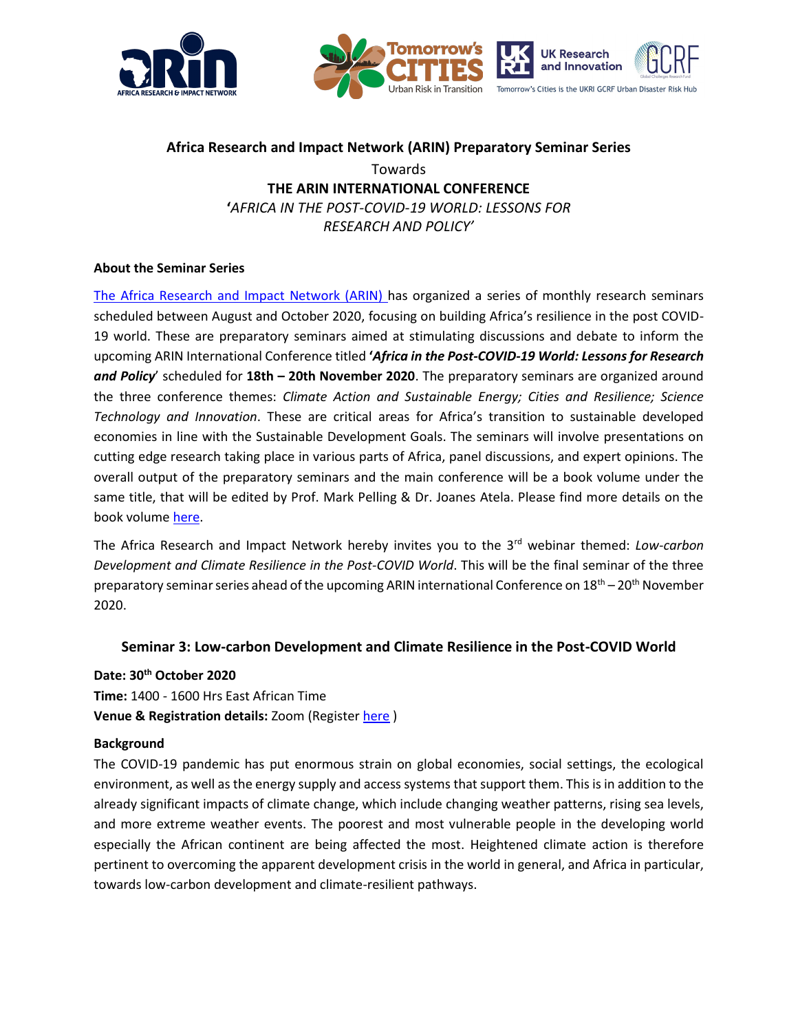**Africa Research and Impact Network (ARIN) Preparatory Seminar Series**

Towards

**THE ARIN INTERNATIONAL CONFERENCE**

***'AFRICA IN THE POST-COVID-19 WORLD: LESSONS FOR RESEARCH AND POLICY'***

**About the Seminar Series**

The Africa Research and Impact Network (ARIN) has organized a series of monthly research seminars scheduled between August and October 2020, focusing on building Africa's resilience in the post COVID-19 world. These are preparatory seminars aimed at stimulating discussions and debate to inform the upcoming ARIN International Conference titled ***'Africa in the Post-COVID-19 World: Lessons for Research and Policy'*** scheduled for **18th – 20th November 2020**. The preparatory seminars are organized around the three conference themes: *Climate Action and Sustainable Energy; Cities and Resilience; Science Technology and Innovation*. These are critical areas for Africa's transition to sustainable developed economies in line with the Sustainable Development Goals. The seminars will involve presentations on cutting edge research taking place in various parts of Africa, panel discussions, and expert opinions. The overall output of the preparatory seminars and the main conference will be a book volume under the same title, that will be edited by Prof. Mark Pelling & Dr. Joanes Atela. Please find more details on the book volume here.

The Africa Research and Impact Network hereby invites you to the 3rd webinar themed: *Low-carbon Development and Climate Resilience in the Post-COVID World*. This will be the final seminar of the three preparatory seminar series ahead of the upcoming ARIN international Conference on 18th – 20th November 2020.

## Seminar 3: Low-carbon Development and Climate Resilience in the Post-COVID World

**Date: 30th October 2020**
**Time:** 1400 - 1600 Hrs East African Time
**Venue & Registration details:** Zoom (Register here )

**Background**

The COVID-19 pandemic has put enormous strain on global economies, social settings, the ecological environment, as well as the energy supply and access systems that support them. This is in addition to the already significant impacts of climate change, which include changing weather patterns, rising sea levels, and more extreme weather events. The poorest and most vulnerable people in the developing world especially the African continent are being affected the most. Heightened climate action is therefore pertinent to overcoming the apparent development crisis in the world in general, and Africa in particular, towards low-carbon development and climate-resilient pathways.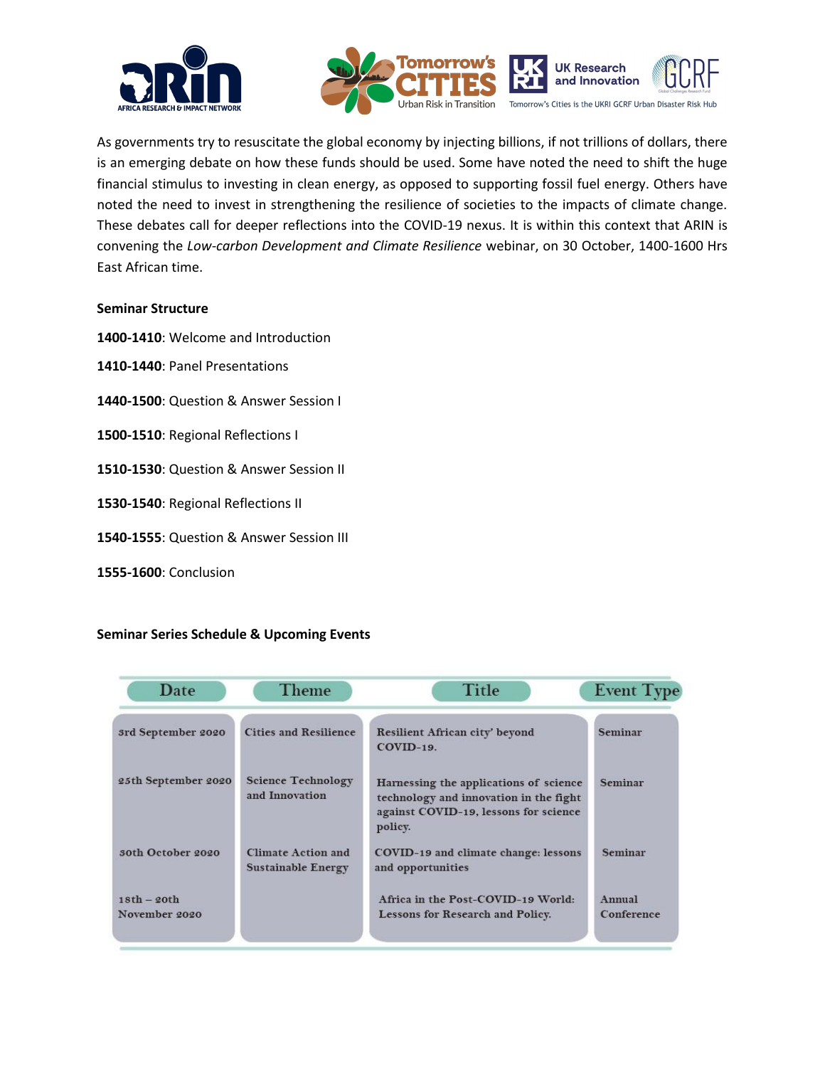As governments try to resuscitate the global economy by injecting billions, if not trillions of dollars, there is an emerging debate on how these funds should be used. Some have noted the need to shift the huge financial stimulus to investing in clean energy, as opposed to supporting fossil fuel energy. Others have noted the need to invest in strengthening the resilience of societies to the impacts of climate change. These debates call for deeper reflections into the COVID-19 nexus. It is within this context that ARIN is convening the *Low-carbon Development and Climate Resilience* webinar, on 30 October, 1400-1600 Hrs East African time.

**Seminar Structure**

**1400-1410**: Welcome and Introduction

**1410-1440**: Panel Presentations

**1440-1500**: Question & Answer Session I

**1500-1510**: Regional Reflections I

**1510-1530**: Question & Answer Session II

**1530-1540**: Regional Reflections II

**1540-1555**: Question & Answer Session III

**1555-1600**: Conclusion

**Seminar Series Schedule & Upcoming Events**

| Date | Theme | Title | Event Type |
|---|---|---|---|
| 3rd September 2020 | Cities and Resilience | Resilient African city' beyond COVID-19. | Seminar |
| 25th September 2020 | Science Technology and Innovation | Harnessing the applications of science technology and innovation in the fight against COVID-19, lessons for science policy. | Seminar |
| 30th October 2020 | Climate Action and Sustainable Energy | COVID-19 and climate change: lessons and opportunities | Seminar |
| 18th – 20th November 2020 | | Africa in the Post-COVID-19 World: Lessons for Research and Policy. | Annual Conference |